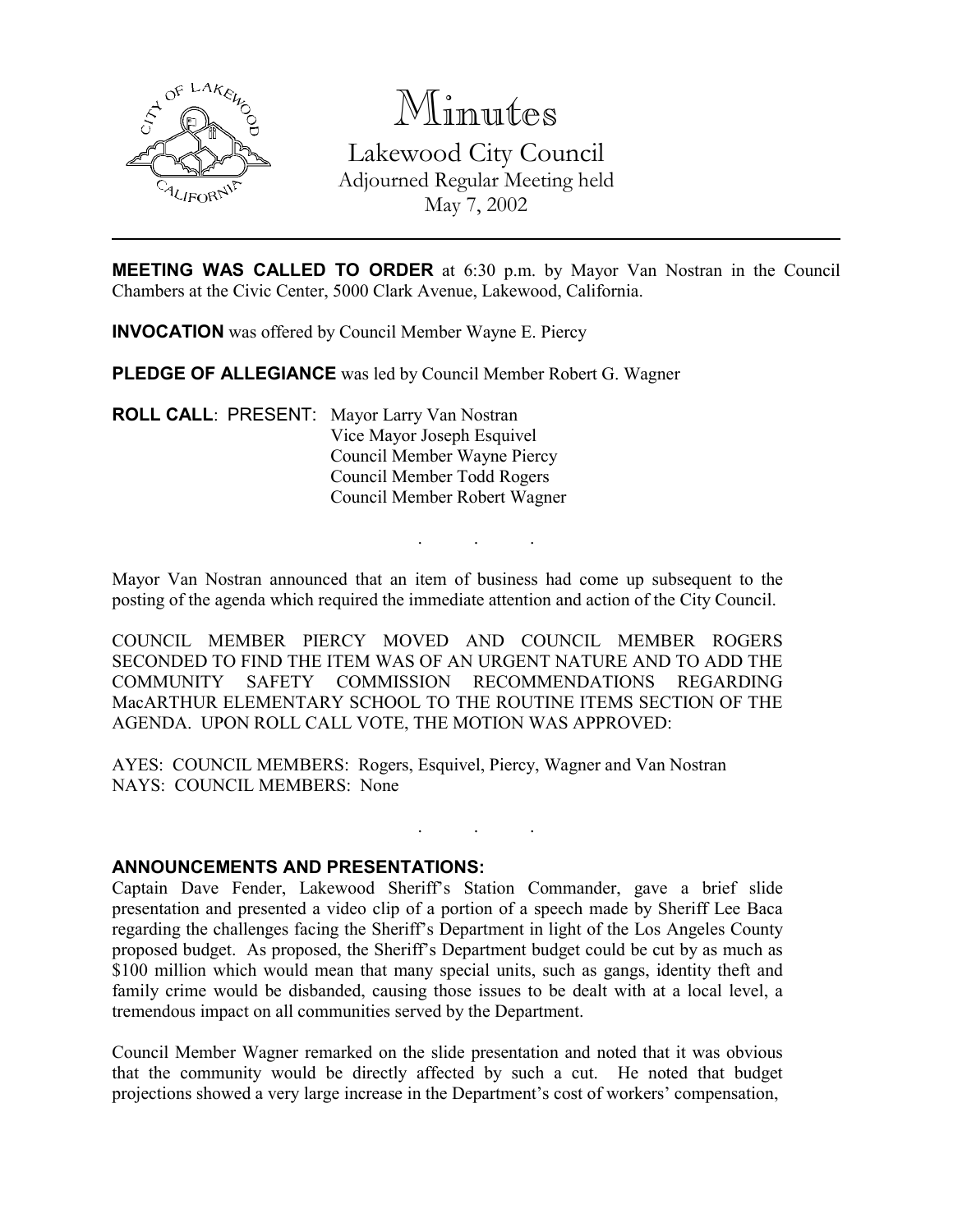# Minutes

Lakewood City Council
Adjourned Regular Meeting held
May 7, 2002

---

**MEETING WAS CALLED TO ORDER** at 6:30 p.m. by Mayor Van Nostran in the Council Chambers at the Civic Center, 5000 Clark Avenue, Lakewood, California.

**INVOCATION** was offered by Council Member Wayne E. Piercy

**PLEDGE OF ALLEGIANCE** was led by Council Member Robert G. Wagner

**ROLL CALL**: PRESENT: Mayor Larry Van Nostran
Vice Mayor Joseph Esquivel
Council Member Wayne Piercy
Council Member Todd Rogers
Council Member Robert Wagner

. . .

Mayor Van Nostran announced that an item of business had come up subsequent to the posting of the agenda which required the immediate attention and action of the City Council.

COUNCIL MEMBER PIERCY MOVED AND COUNCIL MEMBER ROGERS SECONDED TO FIND THE ITEM WAS OF AN URGENT NATURE AND TO ADD THE COMMUNITY SAFETY COMMISSION RECOMMENDATIONS REGARDING MacARTHUR ELEMENTARY SCHOOL TO THE ROUTINE ITEMS SECTION OF THE AGENDA. UPON ROLL CALL VOTE, THE MOTION WAS APPROVED:

AYES: COUNCIL MEMBERS: Rogers, Esquivel, Piercy, Wagner and Van Nostran
NAYS: COUNCIL MEMBERS: None

. . .

**ANNOUNCEMENTS AND PRESENTATIONS:**

Captain Dave Fender, Lakewood Sheriff's Station Commander, gave a brief slide presentation and presented a video clip of a portion of a speech made by Sheriff Lee Baca regarding the challenges facing the Sheriff's Department in light of the Los Angeles County proposed budget. As proposed, the Sheriff's Department budget could be cut by as much as $100 million which would mean that many special units, such as gangs, identity theft and family crime would be disbanded, causing those issues to be dealt with at a local level, a tremendous impact on all communities served by the Department.

Council Member Wagner remarked on the slide presentation and noted that it was obvious that the community would be directly affected by such a cut. He noted that budget projections showed a very large increase in the Department's cost of workers' compensation,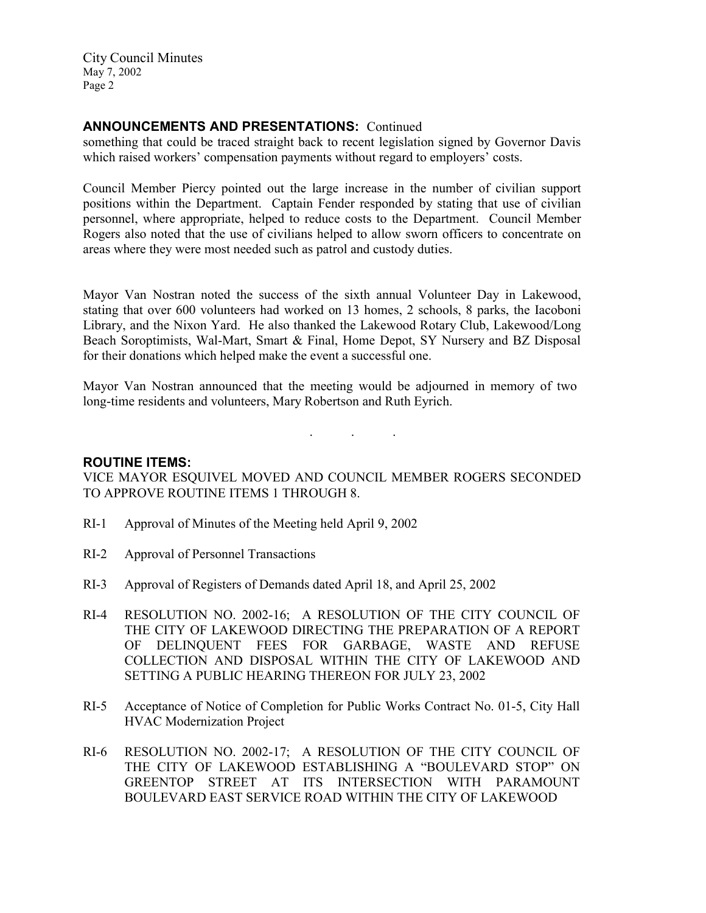## ANNOUNCEMENTS AND PRESENTATIONS: Continued

something that could be traced straight back to recent legislation signed by Governor Davis which raised workers' compensation payments without regard to employers' costs.

Council Member Piercy pointed out the large increase in the number of civilian support positions within the Department. Captain Fender responded by stating that use of civilian personnel, where appropriate, helped to reduce costs to the Department. Council Member Rogers also noted that the use of civilians helped to allow sworn officers to concentrate on areas where they were most needed such as patrol and custody duties.

Mayor Van Nostran noted the success of the sixth annual Volunteer Day in Lakewood, stating that over 600 volunteers had worked on 13 homes, 2 schools, 8 parks, the Iacoboni Library, and the Nixon Yard. He also thanked the Lakewood Rotary Club, Lakewood/Long Beach Soroptimists, Wal-Mart, Smart & Final, Home Depot, SY Nursery and BZ Disposal for their donations which helped make the event a successful one.

Mayor Van Nostran announced that the meeting would be adjourned in memory of two long-time residents and volunteers, Mary Robertson and Ruth Eyrich.

. . .

## ROUTINE ITEMS:

VICE MAYOR ESQUIVEL MOVED AND COUNCIL MEMBER ROGERS SECONDED TO APPROVE ROUTINE ITEMS 1 THROUGH 8.

RI-1 Approval of Minutes of the Meeting held April 9, 2002

RI-2 Approval of Personnel Transactions

RI-3 Approval of Registers of Demands dated April 18, and April 25, 2002

RI-4 RESOLUTION NO. 2002-16; A RESOLUTION OF THE CITY COUNCIL OF THE CITY OF LAKEWOOD DIRECTING THE PREPARATION OF A REPORT OF DELINQUENT FEES FOR GARBAGE, WASTE AND REFUSE COLLECTION AND DISPOSAL WITHIN THE CITY OF LAKEWOOD AND SETTING A PUBLIC HEARING THEREON FOR JULY 23, 2002

RI-5 Acceptance of Notice of Completion for Public Works Contract No. 01-5, City Hall HVAC Modernization Project

RI-6 RESOLUTION NO. 2002-17; A RESOLUTION OF THE CITY COUNCIL OF THE CITY OF LAKEWOOD ESTABLISHING A "BOULEVARD STOP" ON GREENTOP STREET AT ITS INTERSECTION WITH PARAMOUNT BOULEVARD EAST SERVICE ROAD WITHIN THE CITY OF LAKEWOOD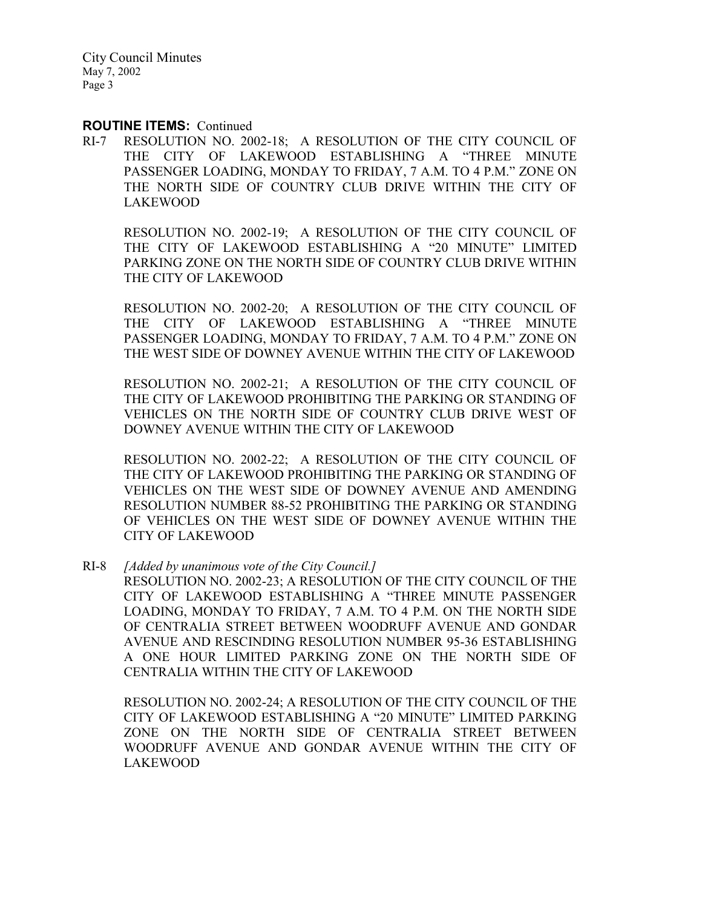**ROUTINE ITEMS:** Continued

RI-7 RESOLUTION NO. 2002-18; A RESOLUTION OF THE CITY COUNCIL OF THE CITY OF LAKEWOOD ESTABLISHING A "THREE MINUTE PASSENGER LOADING, MONDAY TO FRIDAY, 7 A.M. TO 4 P.M." ZONE ON THE NORTH SIDE OF COUNTRY CLUB DRIVE WITHIN THE CITY OF LAKEWOOD

RESOLUTION NO. 2002-19; A RESOLUTION OF THE CITY COUNCIL OF THE CITY OF LAKEWOOD ESTABLISHING A "20 MINUTE" LIMITED PARKING ZONE ON THE NORTH SIDE OF COUNTRY CLUB DRIVE WITHIN THE CITY OF LAKEWOOD

RESOLUTION NO. 2002-20; A RESOLUTION OF THE CITY COUNCIL OF THE CITY OF LAKEWOOD ESTABLISHING A "THREE MINUTE PASSENGER LOADING, MONDAY TO FRIDAY, 7 A.M. TO 4 P.M." ZONE ON THE WEST SIDE OF DOWNEY AVENUE WITHIN THE CITY OF LAKEWOOD

RESOLUTION NO. 2002-21; A RESOLUTION OF THE CITY COUNCIL OF THE CITY OF LAKEWOOD PROHIBITING THE PARKING OR STANDING OF VEHICLES ON THE NORTH SIDE OF COUNTRY CLUB DRIVE WEST OF DOWNEY AVENUE WITHIN THE CITY OF LAKEWOOD

RESOLUTION NO. 2002-22; A RESOLUTION OF THE CITY COUNCIL OF THE CITY OF LAKEWOOD PROHIBITING THE PARKING OR STANDING OF VEHICLES ON THE WEST SIDE OF DOWNEY AVENUE AND AMENDING RESOLUTION NUMBER 88-52 PROHIBITING THE PARKING OR STANDING OF VEHICLES ON THE WEST SIDE OF DOWNEY AVENUE WITHIN THE CITY OF LAKEWOOD

RI-8 *[Added by unanimous vote of the City Council.]*
RESOLUTION NO. 2002-23; A RESOLUTION OF THE CITY COUNCIL OF THE CITY OF LAKEWOOD ESTABLISHING A "THREE MINUTE PASSENGER LOADING, MONDAY TO FRIDAY, 7 A.M. TO 4 P.M. ON THE NORTH SIDE OF CENTRALIA STREET BETWEEN WOODRUFF AVENUE AND GONDAR AVENUE AND RESCINDING RESOLUTION NUMBER 95-36 ESTABLISHING A ONE HOUR LIMITED PARKING ZONE ON THE NORTH SIDE OF CENTRALIA WITHIN THE CITY OF LAKEWOOD

RESOLUTION NO. 2002-24; A RESOLUTION OF THE CITY COUNCIL OF THE CITY OF LAKEWOOD ESTABLISHING A "20 MINUTE" LIMITED PARKING ZONE ON THE NORTH SIDE OF CENTRALIA STREET BETWEEN WOODRUFF AVENUE AND GONDAR AVENUE WITHIN THE CITY OF LAKEWOOD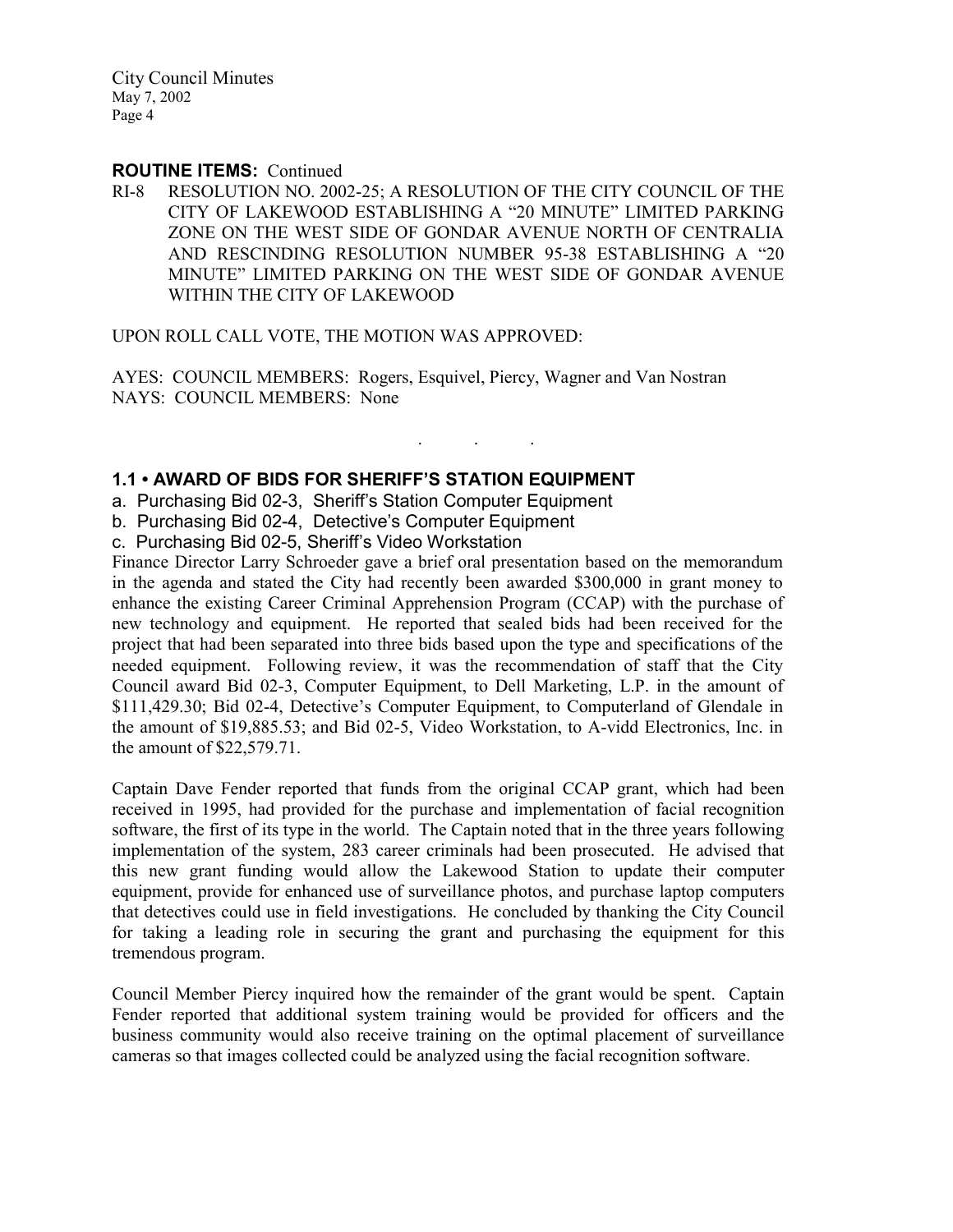**ROUTINE ITEMS:** Continued

RI-8 RESOLUTION NO. 2002-25; A RESOLUTION OF THE CITY COUNCIL OF THE CITY OF LAKEWOOD ESTABLISHING A "20 MINUTE" LIMITED PARKING ZONE ON THE WEST SIDE OF GONDAR AVENUE NORTH OF CENTRALIA AND RESCINDING RESOLUTION NUMBER 95-38 ESTABLISHING A "20 MINUTE" LIMITED PARKING ON THE WEST SIDE OF GONDAR AVENUE WITHIN THE CITY OF LAKEWOOD

UPON ROLL CALL VOTE, THE MOTION WAS APPROVED:

AYES: COUNCIL MEMBERS: Rogers, Esquivel, Piercy, Wagner and Van Nostran
NAYS: COUNCIL MEMBERS: None

. . .

### 1.1 • AWARD OF BIDS FOR SHERIFF'S STATION EQUIPMENT

a. Purchasing Bid 02-3, Sheriff's Station Computer Equipment
b. Purchasing Bid 02-4, Detective's Computer Equipment
c. Purchasing Bid 02-5, Sheriff's Video Workstation

Finance Director Larry Schroeder gave a brief oral presentation based on the memorandum in the agenda and stated the City had recently been awarded $300,000 in grant money to enhance the existing Career Criminal Apprehension Program (CCAP) with the purchase of new technology and equipment. He reported that sealed bids had been received for the project that had been separated into three bids based upon the type and specifications of the needed equipment. Following review, it was the recommendation of staff that the City Council award Bid 02-3, Computer Equipment, to Dell Marketing, L.P. in the amount of $111,429.30; Bid 02-4, Detective's Computer Equipment, to Computerland of Glendale in the amount of $19,885.53; and Bid 02-5, Video Workstation, to A-vidd Electronics, Inc. in the amount of $22,579.71.

Captain Dave Fender reported that funds from the original CCAP grant, which had been received in 1995, had provided for the purchase and implementation of facial recognition software, the first of its type in the world. The Captain noted that in the three years following implementation of the system, 283 career criminals had been prosecuted. He advised that this new grant funding would allow the Lakewood Station to update their computer equipment, provide for enhanced use of surveillance photos, and purchase laptop computers that detectives could use in field investigations. He concluded by thanking the City Council for taking a leading role in securing the grant and purchasing the equipment for this tremendous program.

Council Member Piercy inquired how the remainder of the grant would be spent. Captain Fender reported that additional system training would be provided for officers and the business community would also receive training on the optimal placement of surveillance cameras so that images collected could be analyzed using the facial recognition software.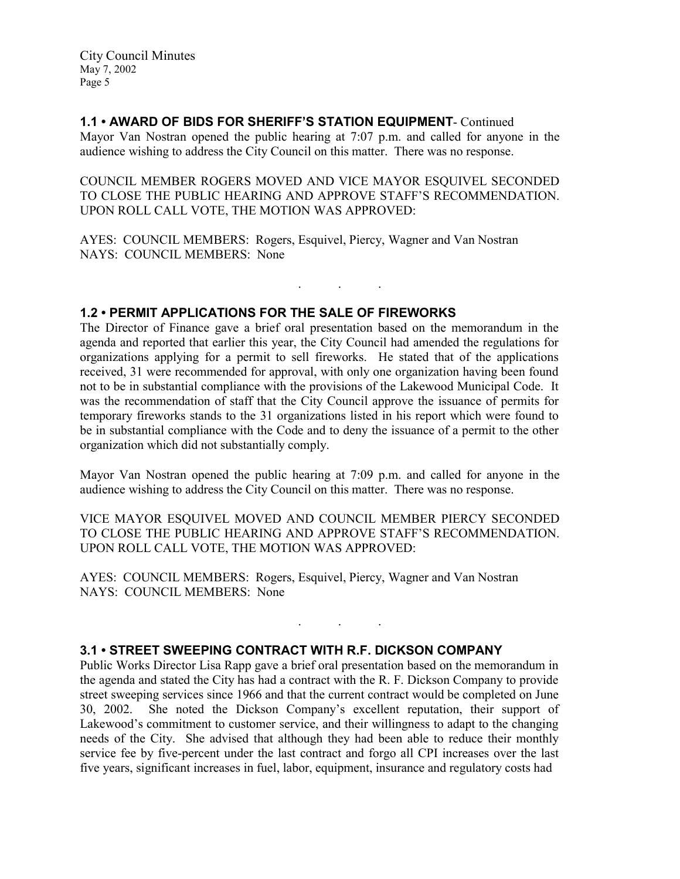## 1.1 • AWARD OF BIDS FOR SHERIFF'S STATION EQUIPMENT- Continued

Mayor Van Nostran opened the public hearing at 7:07 p.m. and called for anyone in the audience wishing to address the City Council on this matter. There was no response.

COUNCIL MEMBER ROGERS MOVED AND VICE MAYOR ESQUIVEL SECONDED TO CLOSE THE PUBLIC HEARING AND APPROVE STAFF'S RECOMMENDATION. UPON ROLL CALL VOTE, THE MOTION WAS APPROVED:

AYES: COUNCIL MEMBERS: Rogers, Esquivel, Piercy, Wagner and Van Nostran
NAYS: COUNCIL MEMBERS: None

. . .

## 1.2 • PERMIT APPLICATIONS FOR THE SALE OF FIREWORKS

The Director of Finance gave a brief oral presentation based on the memorandum in the agenda and reported that earlier this year, the City Council had amended the regulations for organizations applying for a permit to sell fireworks. He stated that of the applications received, 31 were recommended for approval, with only one organization having been found not to be in substantial compliance with the provisions of the Lakewood Municipal Code. It was the recommendation of staff that the City Council approve the issuance of permits for temporary fireworks stands to the 31 organizations listed in his report which were found to be in substantial compliance with the Code and to deny the issuance of a permit to the other organization which did not substantially comply.

Mayor Van Nostran opened the public hearing at 7:09 p.m. and called for anyone in the audience wishing to address the City Council on this matter. There was no response.

VICE MAYOR ESQUIVEL MOVED AND COUNCIL MEMBER PIERCY SECONDED TO CLOSE THE PUBLIC HEARING AND APPROVE STAFF'S RECOMMENDATION. UPON ROLL CALL VOTE, THE MOTION WAS APPROVED:

AYES: COUNCIL MEMBERS: Rogers, Esquivel, Piercy, Wagner and Van Nostran
NAYS: COUNCIL MEMBERS: None

. . .

## 3.1 • STREET SWEEPING CONTRACT WITH R.F. DICKSON COMPANY

Public Works Director Lisa Rapp gave a brief oral presentation based on the memorandum in the agenda and stated the City has had a contract with the R. F. Dickson Company to provide street sweeping services since 1966 and that the current contract would be completed on June 30, 2002. She noted the Dickson Company's excellent reputation, their support of Lakewood's commitment to customer service, and their willingness to adapt to the changing needs of the City. She advised that although they had been able to reduce their monthly service fee by five-percent under the last contract and forgo all CPI increases over the last five years, significant increases in fuel, labor, equipment, insurance and regulatory costs had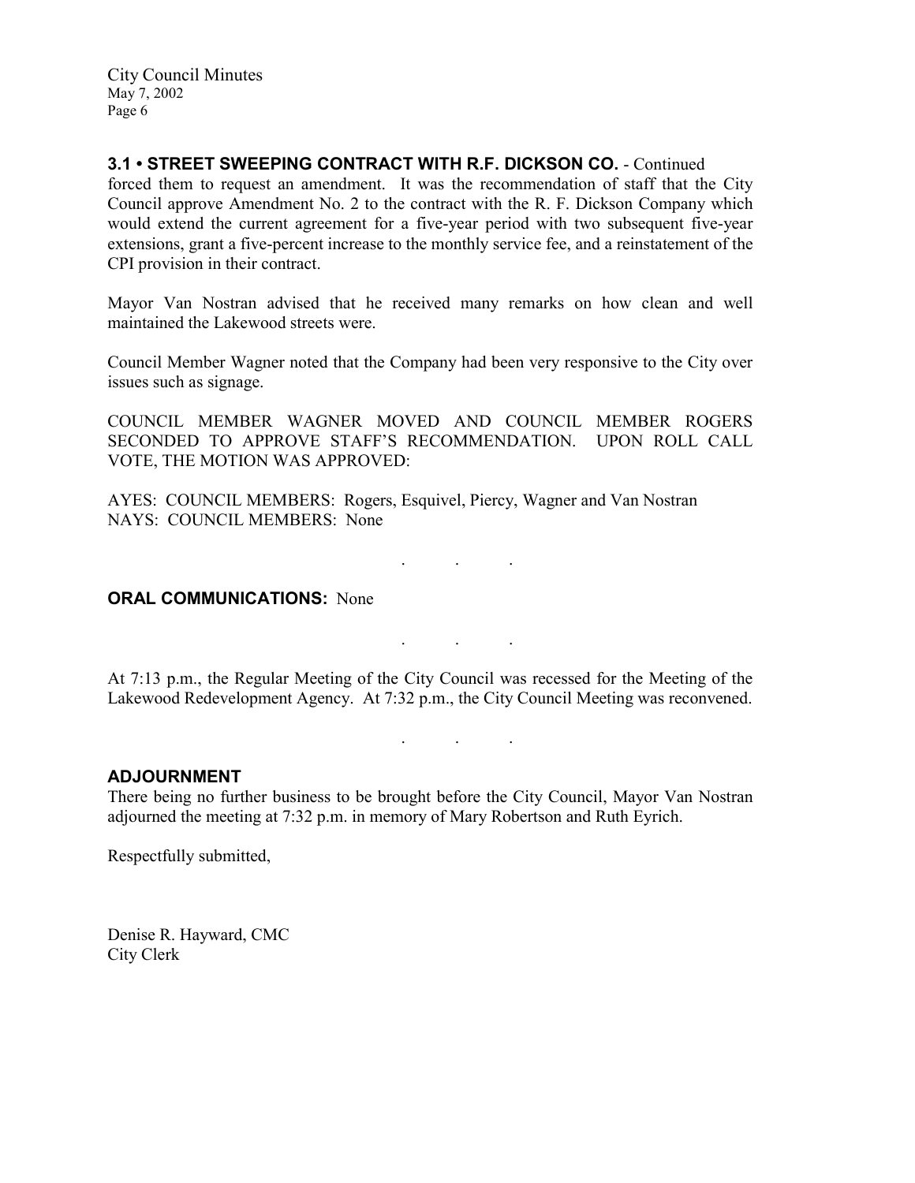**3.1 • STREET SWEEPING CONTRACT WITH R.F. DICKSON CO.** - Continued

forced them to request an amendment. It was the recommendation of staff that the City Council approve Amendment No. 2 to the contract with the R. F. Dickson Company which would extend the current agreement for a five-year period with two subsequent five-year extensions, grant a five-percent increase to the monthly service fee, and a reinstatement of the CPI provision in their contract.

Mayor Van Nostran advised that he received many remarks on how clean and well maintained the Lakewood streets were.

Council Member Wagner noted that the Company had been very responsive to the City over issues such as signage.

COUNCIL MEMBER WAGNER MOVED AND COUNCIL MEMBER ROGERS SECONDED TO APPROVE STAFF'S RECOMMENDATION. UPON ROLL CALL VOTE, THE MOTION WAS APPROVED:

AYES: COUNCIL MEMBERS: Rogers, Esquivel, Piercy, Wagner and Van Nostran
NAYS: COUNCIL MEMBERS: None

. . .

**ORAL COMMUNICATIONS:** None

. . .

At 7:13 p.m., the Regular Meeting of the City Council was recessed for the Meeting of the Lakewood Redevelopment Agency. At 7:32 p.m., the City Council Meeting was reconvened.

. . .

**ADJOURNMENT**

There being no further business to be brought before the City Council, Mayor Van Nostran adjourned the meeting at 7:32 p.m. in memory of Mary Robertson and Ruth Eyrich.

Respectfully submitted,

Denise R. Hayward, CMC
City Clerk